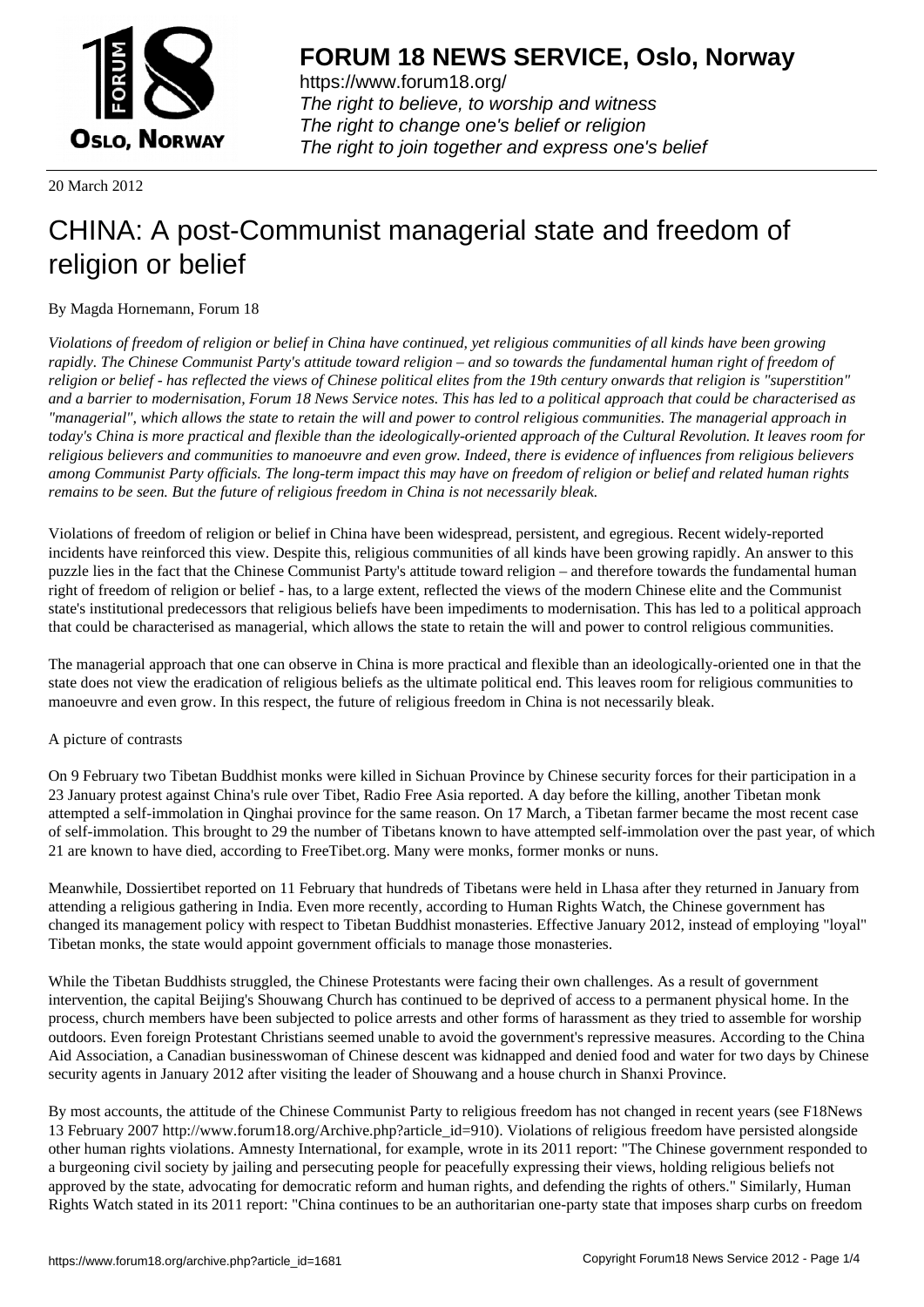20 March 2012

# CHINA: A post-Communist managerial state and freedom of religion or belief

By Magda Hornemann, Forum 18

*Violations of freedom of religion or belief in China have continued, yet religious communities of all kinds have been growing rapidly. The Chinese Communist Party's attitude toward religion – and so towards the fundamental human right of freedom of religion or belief - has reflected the views of Chinese political elites from the 19th century onwards that religion is "superstition" and a barrier to modernisation, Forum 18 News Service notes. This has led to a political approach that could be characterised as "managerial", which allows the state to retain the will and power to control religious communities. The managerial approach in today's China is more practical and flexible than the ideologically-oriented approach of the Cultural Revolution. It leaves room for religious believers and communities to manoeuvre and even grow. Indeed, there is evidence of influences from religious believers among Communist Party officials. The long-term impact this may have on freedom of religion or belief and related human rights remains to be seen. But the future of religious freedom in China is not necessarily bleak.*

Violations of freedom of religion or belief in China have been widespread, persistent, and egregious. Recent widely-reported incidents have reinforced this view. Despite this, religious communities of all kinds have been growing rapidly. An answer to this puzzle lies in the fact that the Chinese Communist Party's attitude toward religion – and therefore towards the fundamental human right of freedom of religion or belief - has, to a large extent, reflected the views of the modern Chinese elite and the Communist state's institutional predecessors that religious beliefs have been impediments to modernisation. This has led to a political approach that could be characterised as managerial, which allows the state to retain the will and power to control religious communities.

The managerial approach that one can observe in China is more practical and flexible than an ideologically-oriented one in that the state does not view the eradication of religious beliefs as the ultimate political end. This leaves room for religious communities to manoeuvre and even grow. In this respect, the future of religious freedom in China is not necessarily bleak.

A picture of contrasts

On 9 February two Tibetan Buddhist monks were killed in Sichuan Province by Chinese security forces for their participation in a 23 January protest against China's rule over Tibet, Radio Free Asia reported. A day before the killing, another Tibetan monk attempted a self-immolation in Qinghai province for the same reason. On 17 March, a Tibetan farmer became the most recent case of self-immolation. This brought to 29 the number of Tibetans known to have attempted self-immolation over the past year, of which 21 are known to have died, according to FreeTibet.org. Many were monks, former monks or nuns.

Meanwhile, Dossiertibet reported on 11 February that hundreds of Tibetans were held in Lhasa after they returned in January from attending a religious gathering in India. Even more recently, according to Human Rights Watch, the Chinese government has changed its management policy with respect to Tibetan Buddhist monasteries. Effective January 2012, instead of employing "loyal" Tibetan monks, the state would appoint government officials to manage those monasteries.

While the Tibetan Buddhists struggled, the Chinese Protestants were facing their own challenges. As a result of government intervention, the capital Beijing's Shouwang Church has continued to be deprived of access to a permanent physical home. In the process, church members have been subjected to police arrests and other forms of harassment as they tried to assemble for worship outdoors. Even foreign Protestant Christians seemed unable to avoid the government's repressive measures. According to the China Aid Association, a Canadian businesswoman of Chinese descent was kidnapped and denied food and water for two days by Chinese security agents in January 2012 after visiting the leader of Shouwang and a house church in Shanxi Province.

By most accounts, the attitude of the Chinese Communist Party to religious freedom has not changed in recent years (see F18News 13 February 2007 http://www.forum18.org/Archive.php?article_id=910). Violations of religious freedom have persisted alongside other human rights violations. Amnesty International, for example, wrote in its 2011 report: "The Chinese government responded to a burgeoning civil society by jailing and persecuting people for peacefully expressing their views, holding religious beliefs not approved by the state, advocating for democratic reform and human rights, and defending the rights of others." Similarly, Human Rights Watch stated in its 2011 report: "China continues to be an authoritarian one-party state that imposes sharp curbs on freedom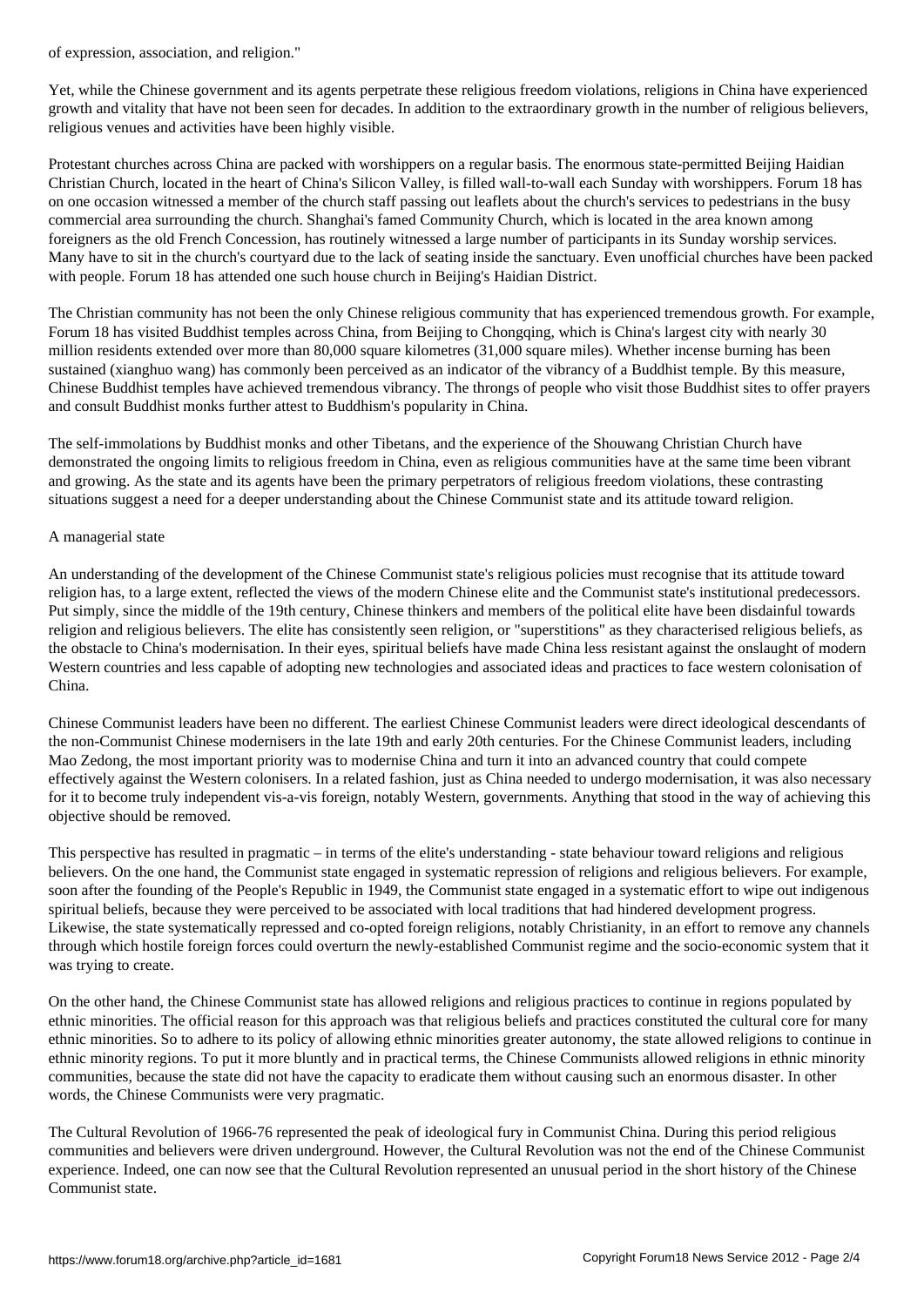of expression, association, and religion."

Yet, while the Chinese government and its agents perpetrate these religious freedom violations, religions in China have experienced growth and vitality that have not been seen for decades. In addition to the extraordinary growth in the number of religious believers, religious venues and activities have been highly visible.

Protestant churches across China are packed with worshippers on a regular basis. The enormous state-permitted Beijing Haidian Christian Church, located in the heart of China's Silicon Valley, is filled wall-to-wall each Sunday with worshippers. Forum 18 has on one occasion witnessed a member of the church staff passing out leaflets about the church's services to pedestrians in the busy commercial area surrounding the church. Shanghai's famed Community Church, which is located in the area known among foreigners as the old French Concession, has routinely witnessed a large number of participants in its Sunday worship services. Many have to sit in the church's courtyard due to the lack of seating inside the sanctuary. Even unofficial churches have been packed with people. Forum 18 has attended one such house church in Beijing's Haidian District.

The Christian community has not been the only Chinese religious community that has experienced tremendous growth. For example, Forum 18 has visited Buddhist temples across China, from Beijing to Chongqing, which is China's largest city with nearly 30 million residents extended over more than 80,000 square kilometres (31,000 square miles). Whether incense burning has been sustained (xianghuo wang) has commonly been perceived as an indicator of the vibrancy of a Buddhist temple. By this measure, Chinese Buddhist temples have achieved tremendous vibrancy. The throngs of people who visit those Buddhist sites to offer prayers and consult Buddhist monks further attest to Buddhism's popularity in China.

The self-immolations by Buddhist monks and other Tibetans, and the experience of the Shouwang Christian Church have demonstrated the ongoing limits to religious freedom in China, even as religious communities have at the same time been vibrant and growing. As the state and its agents have been the primary perpetrators of religious freedom violations, these contrasting situations suggest a need for a deeper understanding about the Chinese Communist state and its attitude toward religion.

## A managerial state

An understanding of the development of the Chinese Communist state's religious policies must recognise that its attitude toward religion has, to a large extent, reflected the views of the modern Chinese elite and the Communist state's institutional predecessors. Put simply, since the middle of the 19th century, Chinese thinkers and members of the political elite have been disdainful towards religion and religious believers. The elite has consistently seen religion, or "superstitions" as they characterised religious beliefs, as the obstacle to China's modernisation. In their eyes, spiritual beliefs have made China less resistant against the onslaught of modern Western countries and less capable of adopting new technologies and associated ideas and practices to face western colonisation of China.

Chinese Communist leaders have been no different. The earliest Chinese Communist leaders were direct ideological descendants of the non-Communist Chinese modernisers in the late 19th and early 20th centuries. For the Chinese Communist leaders, including Mao Zedong, the most important priority was to modernise China and turn it into an advanced country that could compete effectively against the Western colonisers. In a related fashion, just as China needed to undergo modernisation, it was also necessary for it to become truly independent vis-a-vis foreign, notably Western, governments. Anything that stood in the way of achieving this objective should be removed.

This perspective has resulted in pragmatic – in terms of the elite's understanding - state behaviour toward religions and religious believers. On the one hand, the Communist state engaged in systematic repression of religions and religious believers. For example, soon after the founding of the People's Republic in 1949, the Communist state engaged in a systematic effort to wipe out indigenous spiritual beliefs, because they were perceived to be associated with local traditions that had hindered development progress. Likewise, the state systematically repressed and co-opted foreign religions, notably Christianity, in an effort to remove any channels through which hostile foreign forces could overturn the newly-established Communist regime and the socio-economic system that it was trying to create.

On the other hand, the Chinese Communist state has allowed religions and religious practices to continue in regions populated by ethnic minorities. The official reason for this approach was that religious beliefs and practices constituted the cultural core for many ethnic minorities. So to adhere to its policy of allowing ethnic minorities greater autonomy, the state allowed religions to continue in ethnic minority regions. To put it more bluntly and in practical terms, the Chinese Communists allowed religions in ethnic minority communities, because the state did not have the capacity to eradicate them without causing such an enormous disaster. In other words, the Chinese Communists were very pragmatic.

The Cultural Revolution of 1966-76 represented the peak of ideological fury in Communist China. During this period religious communities and believers were driven underground. However, the Cultural Revolution was not the end of the Chinese Communist experience. Indeed, one can now see that the Cultural Revolution represented an unusual period in the short history of the Chinese Communist state.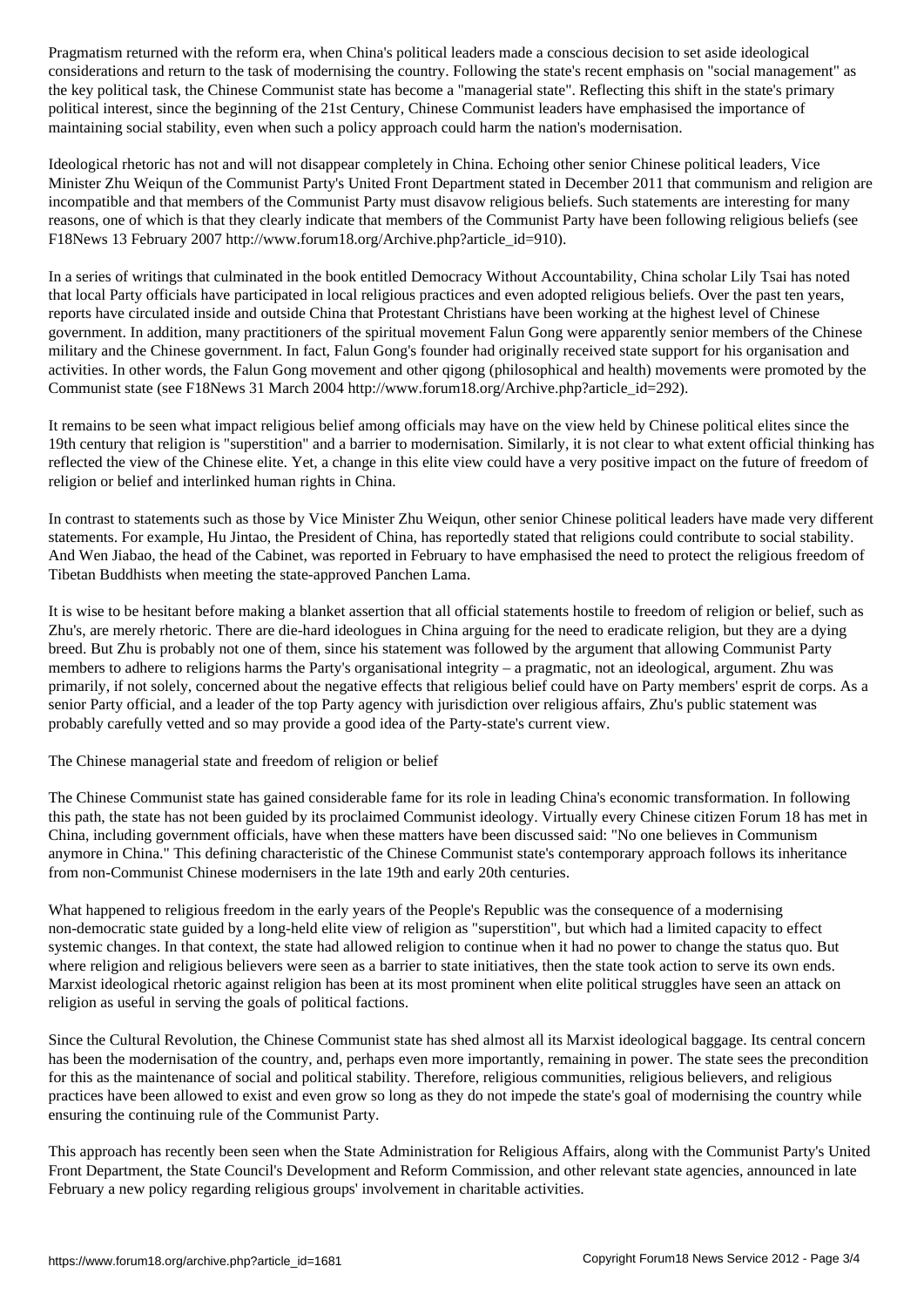Pragmatism returned with the reform era, when China's political leaders made a conscious decision to set aside ideological considerations and return to the task of modernising the country. Following the state's recent emphasis on "social management" as the key political task, the Chinese Communist state has become a "managerial state". Reflecting this shift in the state's primary political interest, since the beginning of the 21st Century, Chinese Communist leaders have emphasised the importance of maintaining social stability, even when such a policy approach could harm the nation's modernisation.

Ideological rhetoric has not and will not disappear completely in China. Echoing other senior Chinese political leaders, Vice Minister Zhu Weiqun of the Communist Party's United Front Department stated in December 2011 that communism and religion are incompatible and that members of the Communist Party must disavow religious beliefs. Such statements are interesting for many reasons, one of which is that they clearly indicate that members of the Communist Party have been following religious beliefs (see F18News 13 February 2007 http://www.forum18.org/Archive.php?article_id=910).

In a series of writings that culminated in the book entitled Democracy Without Accountability, China scholar Lily Tsai has noted that local Party officials have participated in local religious practices and even adopted religious beliefs. Over the past ten years, reports have circulated inside and outside China that Protestant Christians have been working at the highest level of Chinese government. In addition, many practitioners of the spiritual movement Falun Gong were apparently senior members of the Chinese military and the Chinese government. In fact, Falun Gong's founder had originally received state support for his organisation and activities. In other words, the Falun Gong movement and other qigong (philosophical and health) movements were promoted by the Communist state (see F18News 31 March 2004 http://www.forum18.org/Archive.php?article_id=292).

It remains to be seen what impact religious belief among officials may have on the view held by Chinese political elites since the 19th century that religion is "superstition" and a barrier to modernisation. Similarly, it is not clear to what extent official thinking has reflected the view of the Chinese elite. Yet, a change in this elite view could have a very positive impact on the future of freedom of religion or belief and interlinked human rights in China.

In contrast to statements such as those by Vice Minister Zhu Weiqun, other senior Chinese political leaders have made very different statements. For example, Hu Jintao, the President of China, has reportedly stated that religions could contribute to social stability. And Wen Jiabao, the head of the Cabinet, was reported in February to have emphasised the need to protect the religious freedom of Tibetan Buddhists when meeting the state-approved Panchen Lama.

It is wise to be hesitant before making a blanket assertion that all official statements hostile to freedom of religion or belief, such as Zhu's, are merely rhetoric. There are die-hard ideologues in China arguing for the need to eradicate religion, but they are a dying breed. But Zhu is probably not one of them, since his statement was followed by the argument that allowing Communist Party members to adhere to religions harms the Party's organisational integrity – a pragmatic, not an ideological, argument. Zhu was primarily, if not solely, concerned about the negative effects that religious belief could have on Party members' esprit de corps. As a senior Party official, and a leader of the top Party agency with jurisdiction over religious affairs, Zhu's public statement was probably carefully vetted and so may provide a good idea of the Party-state's current view.

## The Chinese managerial state and freedom of religion or belief

The Chinese Communist state has gained considerable fame for its role in leading China's economic transformation. In following this path, the state has not been guided by its proclaimed Communist ideology. Virtually every Chinese citizen Forum 18 has met in China, including government officials, have when these matters have been discussed said: "No one believes in Communism anymore in China." This defining characteristic of the Chinese Communist state's contemporary approach follows its inheritance from non-Communist Chinese modernisers in the late 19th and early 20th centuries.

What happened to religious freedom in the early years of the People's Republic was the consequence of a modernising non-democratic state guided by a long-held elite view of religion as "superstition", but which had a limited capacity to effect systemic changes. In that context, the state had allowed religion to continue when it had no power to change the status quo. But where religion and religious believers were seen as a barrier to state initiatives, then the state took action to serve its own ends. Marxist ideological rhetoric against religion has been at its most prominent when elite political struggles have seen an attack on religion as useful in serving the goals of political factions.

Since the Cultural Revolution, the Chinese Communist state has shed almost all its Marxist ideological baggage. Its central concern has been the modernisation of the country, and, perhaps even more importantly, remaining in power. The state sees the precondition for this as the maintenance of social and political stability. Therefore, religious communities, religious believers, and religious practices have been allowed to exist and even grow so long as they do not impede the state's goal of modernising the country while ensuring the continuing rule of the Communist Party.

This approach has recently been seen when the State Administration for Religious Affairs, along with the Communist Party's United Front Department, the State Council's Development and Reform Commission, and other relevant state agencies, announced in late February a new policy regarding religious groups' involvement in charitable activities.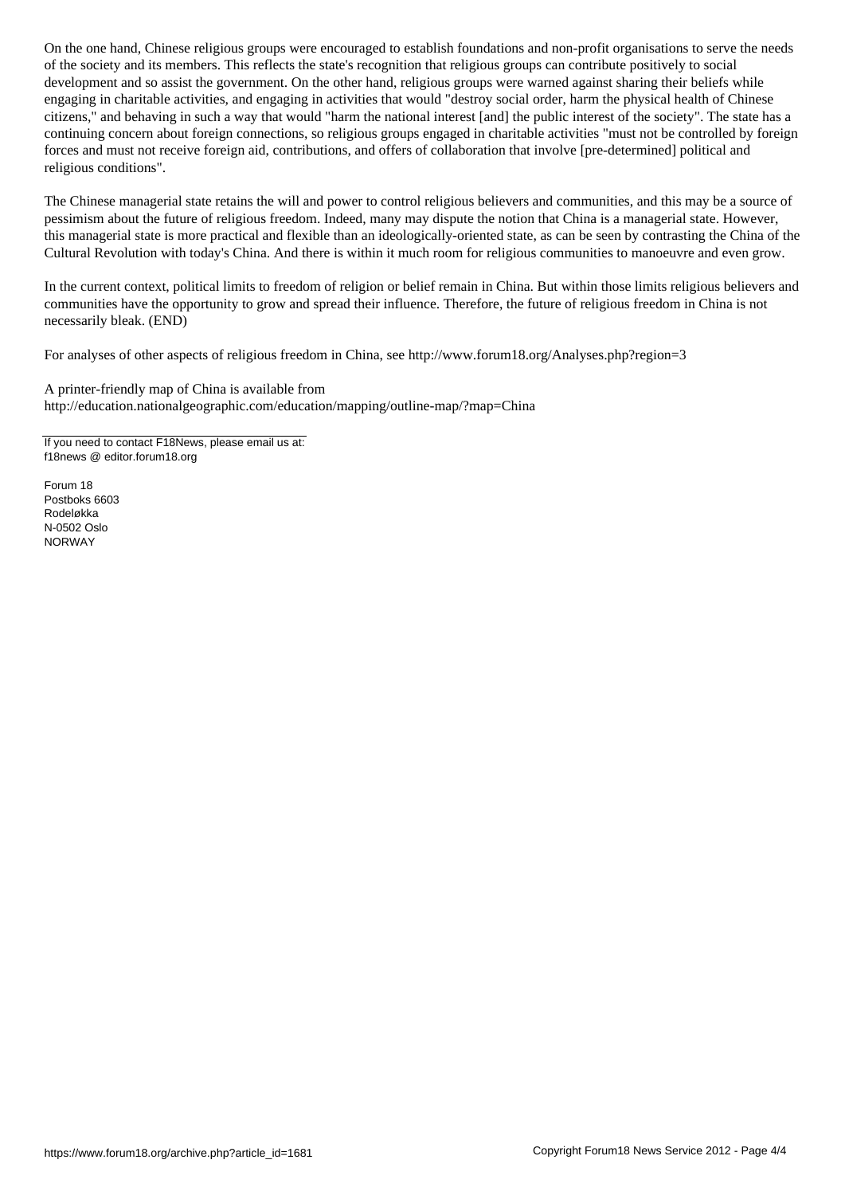On the one hand, Chinese religious groups were encouraged to establish foundations and non-profit organisations to serve the needs of the society and its members. This reflects the state's recognition that religious groups can contribute positively to social development and so assist the government. On the other hand, religious groups were warned against sharing their beliefs while engaging in charitable activities, and engaging in activities that would "destroy social order, harm the physical health of Chinese citizens," and behaving in such a way that would "harm the national interest [and] the public interest of the society". The state has a continuing concern about foreign connections, so religious groups engaged in charitable activities "must not be controlled by foreign forces and must not receive foreign aid, contributions, and offers of collaboration that involve [pre-determined] political and religious conditions".

The Chinese managerial state retains the will and power to control religious believers and communities, and this may be a source of pessimism about the future of religious freedom. Indeed, many may dispute the notion that China is a managerial state. However, this managerial state is more practical and flexible than an ideologically-oriented state, as can be seen by contrasting the China of the Cultural Revolution with today's China. And there is within it much room for religious communities to manoeuvre and even grow.

In the current context, political limits to freedom of religion or belief remain in China. But within those limits religious believers and communities have the opportunity to grow and spread their influence. Therefore, the future of religious freedom in China is not necessarily bleak. (END)

For analyses of other aspects of religious freedom in China, see http://www.forum18.org/Analyses.php?region=3

A printer-friendly map of China is available from
http://education.nationalgeographic.com/education/mapping/outline-map/?map=China

---

If you need to contact F18News, please email us at:
f18news @ editor.forum18.org

Forum 18
Postboks 6603
Rodeløkka
N-0502 Oslo
NORWAY